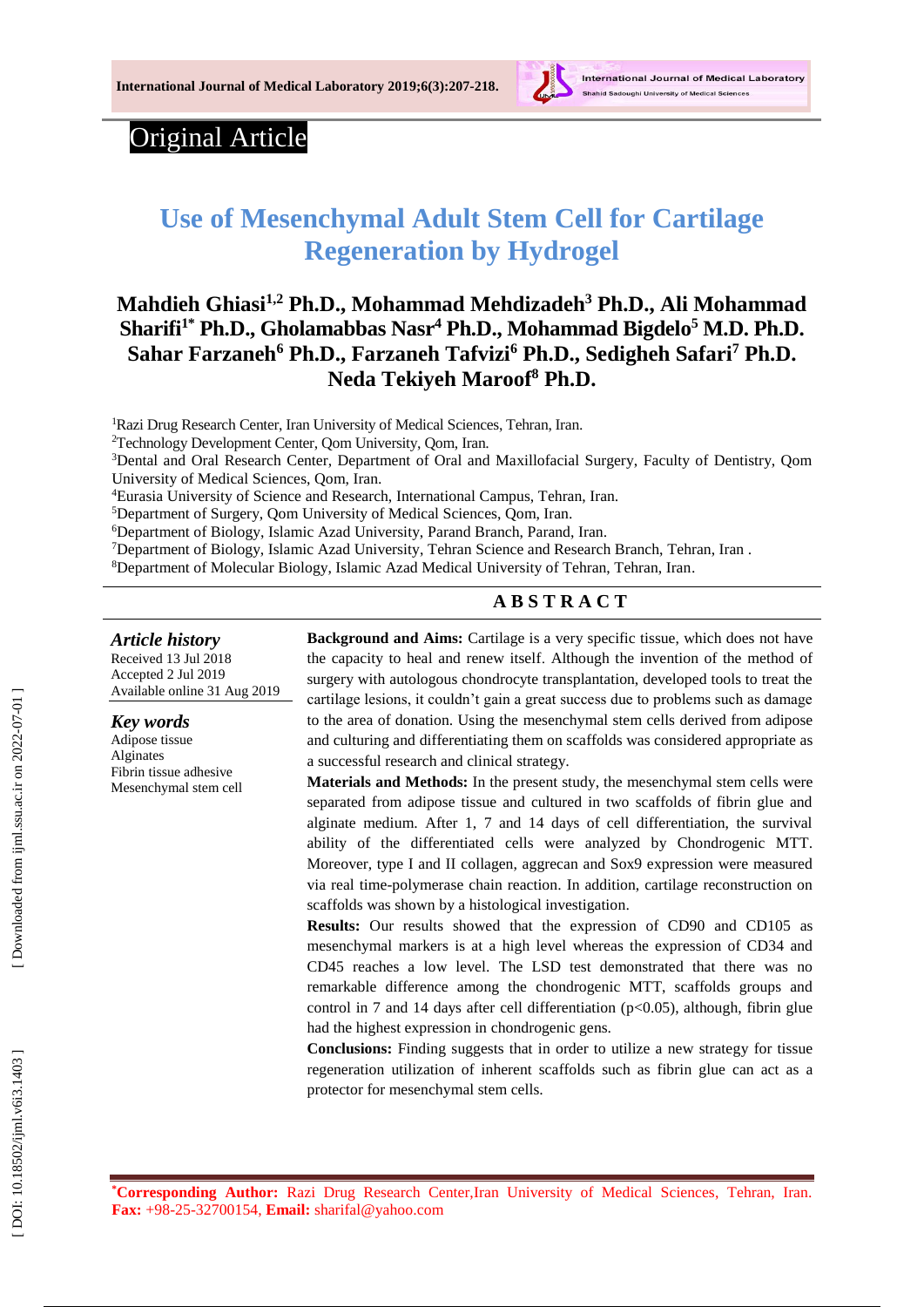Original Article

# Use of Mesenchymal Adult Stem Cell for Cartilage Regeneration by Hydrogel

**Mahdieh Ghiasi[1,2] Ph.D., Mohammad Mehdizadeh[3] Ph.D., Ali Mohammad Sharifi[1*] Ph.D., Gholamabbas Nasr[4] Ph.D., Mohammad Bigdelo[5] M.D. Ph.D. Sahar Farzaneh[6] Ph.D., Farzaneh Tafvizi[6] Ph.D., Sedigheh Safari[7] Ph.D. Neda Tekiyeh Maroof[8] Ph.D.**

[1]Razi Drug Research Center, Iran University of Medical Sciences, Tehran, Iran.
[2]Technology Development Center, Qom University, Qom, Iran.
[3]Dental and Oral Research Center, Department of Oral and Maxillofacial Surgery, Faculty of Dentistry, Qom University of Medical Sciences, Qom, Iran.
[4]Eurasia University of Science and Research, International Campus, Tehran, Iran.
[5]Department of Surgery, Qom University of Medical Sciences, Qom, Iran.
[6]Department of Biology, Islamic Azad University, Parand Branch, Parand, Iran.
[7]Department of Biology, Islamic Azad University, Tehran Science and Research Branch, Tehran, Iran .
[8]Department of Molecular Biology, Islamic Azad Medical University of Tehran, Tehran, Iran.

## ABSTRACT

***Article history***
Received 13 Jul 2018
Accepted 2 Jul 2019
Available online 31 Aug 2019

***Key words***
Adipose tissue
Alginates
Fibrin tissue adhesive
Mesenchymal stem cell

**Background and Aims:** Cartilage is a very specific tissue, which does not have the capacity to heal and renew itself. Although the invention of the method of surgery with autologous chondrocyte transplantation, developed tools to treat the cartilage lesions, it couldn't gain a great success due to problems such as damage to the area of donation. Using the mesenchymal stem cells derived from adipose and culturing and differentiating them on scaffolds was considered appropriate as a successful research and clinical strategy.

**Materials and Methods:** In the present study, the mesenchymal stem cells were separated from adipose tissue and cultured in two scaffolds of fibrin glue and alginate medium. After 1, 7 and 14 days of cell differentiation, the survival ability of the differentiated cells were analyzed by Chondrogenic MTT. Moreover, type I and II collagen, aggrecan and Sox9 expression were measured via real time-polymerase chain reaction. In addition, cartilage reconstruction on scaffolds was shown by a histological investigation.

**Results:** Our results showed that the expression of CD90 and CD105 as mesenchymal markers is at a high level whereas the expression of CD34 and CD45 reaches a low level. The LSD test demonstrated that there was no remarkable difference among the chondrogenic MTT, scaffolds groups and control in 7 and 14 days after cell differentiation ($p<0.05$), although, fibrin glue had the highest expression in chondrogenic gens.

**Conclusions:** Finding suggests that in order to utilize a new strategy for tissue regeneration utilization of inherent scaffolds such as fibrin glue can act as a protector for mesenchymal stem cells.

***Corresponding Author:** Razi Drug Research Center,Iran University of Medical Sciences, Tehran, Iran. **Fax:** +98-25-32700154, **Email:** sharifal@yahoo.com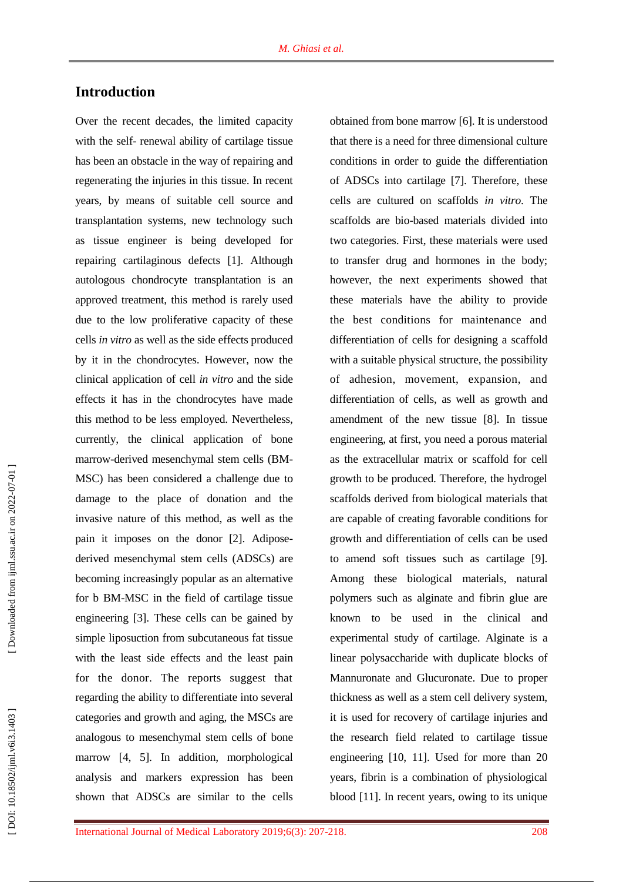## Introduction

Over the recent decades, the limited capacity with the self- renewal ability of cartilage tissue has been an obstacle in the way of repairing and regenerating the injuries in this tissue. In recent years, by means of suitable cell source and transplantation systems, new technology such as tissue engineer is being developed for repairing cartilaginous defects [1]. Although autologous chondrocyte transplantation is an approved treatment, this method is rarely used due to the low proliferative capacity of these cells *in vitro* as well as the side effects produced by it in the chondrocytes. However, now the clinical application of cell *in vitro* and the side effects it has in the chondrocytes have made this method to be less employed. Nevertheless, currently, the clinical application of bone marrow-derived mesenchymal stem cells (BM-MSC) has been considered a challenge due to damage to the place of donation and the invasive nature of this method, as well as the pain it imposes on the donor [2]. Adipose-derived mesenchymal stem cells (ADSCs) are becoming increasingly popular as an alternative for b BM-MSC in the field of cartilage tissue engineering [3]. These cells can be gained by simple liposuction from subcutaneous fat tissue with the least side effects and the least pain for the donor. The reports suggest that regarding the ability to differentiate into several categories and growth and aging, the MSCs are analogous to mesenchymal stem cells of bone marrow [4, 5]. In addition, morphological analysis and markers expression has been shown that ADSCs are similar to the cells obtained from bone marrow [6]. It is understood that there is a need for three dimensional culture conditions in order to guide the differentiation of ADSCs into cartilage [7]. Therefore, these cells are cultured on scaffolds *in vitro*. The scaffolds are bio-based materials divided into two categories. First, these materials were used to transfer drug and hormones in the body; however, the next experiments showed that these materials have the ability to provide the best conditions for maintenance and differentiation of cells for designing a scaffold with a suitable physical structure, the possibility of adhesion, movement, expansion, and differentiation of cells, as well as growth and amendment of the new tissue [8]. In tissue engineering, at first, you need a porous material as the extracellular matrix or scaffold for cell growth to be produced. Therefore, the hydrogel scaffolds derived from biological materials that are capable of creating favorable conditions for growth and differentiation of cells can be used to amend soft tissues such as cartilage [9]. Among these biological materials, natural polymers such as alginate and fibrin glue are known to be used in the clinical and experimental study of cartilage. Alginate is a linear polysaccharide with duplicate blocks of Mannuronate and Glucuronate. Due to proper thickness as well as a stem cell delivery system, it is used for recovery of cartilage injuries and the research field related to cartilage tissue engineering [10, 11]. Used for more than 20 years, fibrin is a combination of physiological blood [11]. In recent years, owing to its unique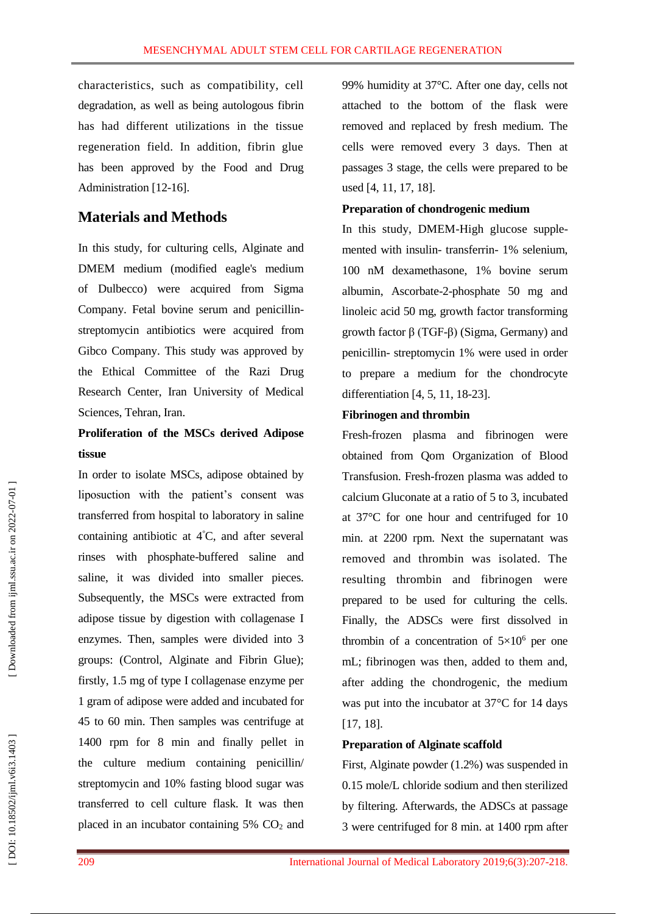characteristics, such as compatibility, cell degradation, as well as being autologous fibrin has had different utilizations in the tissue regeneration field. In addition, fibrin glue has been approved by the Food and Drug Administration [12-16].

## Materials and Methods

In this study, for culturing cells, Alginate and DMEM medium (modified eagle's medium of Dulbecco) were acquired from Sigma Company. Fetal bovine serum and penicillin-streptomycin antibiotics were acquired from Gibco Company. This study was approved by the Ethical Committee of the Razi Drug Research Center, Iran University of Medical Sciences, Tehran, Iran.

### Proliferation of the MSCs derived Adipose tissue

In order to isolate MSCs, adipose obtained by liposuction with the patient's consent was transferred from hospital to laboratory in saline containing antibiotic at 4°C, and after several rinses with phosphate-buffered saline and saline, it was divided into smaller pieces. Subsequently, the MSCs were extracted from adipose tissue by digestion with collagenase I enzymes. Then, samples were divided into 3 groups: (Control, Alginate and Fibrin Glue); firstly, 1.5 mg of type I collagenase enzyme per 1 gram of adipose were added and incubated for 45 to 60 min. Then samples was centrifuge at 1400 rpm for 8 min and finally pellet in the culture medium containing penicillin/ streptomycin and 10% fasting blood sugar was transferred to cell culture flask. It was then placed in an incubator containing 5% $CO_2$ and 99% humidity at 37°C. After one day, cells not attached to the bottom of the flask were removed and replaced by fresh medium. The cells were removed every 3 days. Then at passages 3 stage, the cells were prepared to be used [4, 11, 17, 18].

### Preparation of chondrogenic medium

In this study, DMEM-High glucose supplemented with insulin- transferrin- 1% selenium, 100 nM dexamethasone, 1% bovine serum albumin, Ascorbate-2-phosphate 50 mg and linoleic acid 50 mg, growth factor transforming growth factor β (TGF-β) (Sigma, Germany) and penicillin- streptomycin 1% were used in order to prepare a medium for the chondrocyte differentiation [4, 5, 11, 18-23].

### Fibrinogen and thrombin

Fresh-frozen plasma and fibrinogen were obtained from Qom Organization of Blood Transfusion. Fresh-frozen plasma was added to calcium Gluconate at a ratio of 5 to 3, incubated at 37°C for one hour and centrifuged for 10 min. at 2200 rpm. Next the supernatant was removed and thrombin was isolated. The resulting thrombin and fibrinogen were prepared to be used for culturing the cells. Finally, the ADSCs were first dissolved in thrombin of a concentration of $5\times10^6$ per one mL; fibrinogen was then, added to them and, after adding the chondrogenic, the medium was put into the incubator at 37°C for 14 days [17, 18].

### Preparation of Alginate scaffold

First, Alginate powder (1.2%) was suspended in 0.15 mole/L chloride sodium and then sterilized by filtering. Afterwards, the ADSCs at passage 3 were centrifuged for 8 min. at 1400 rpm after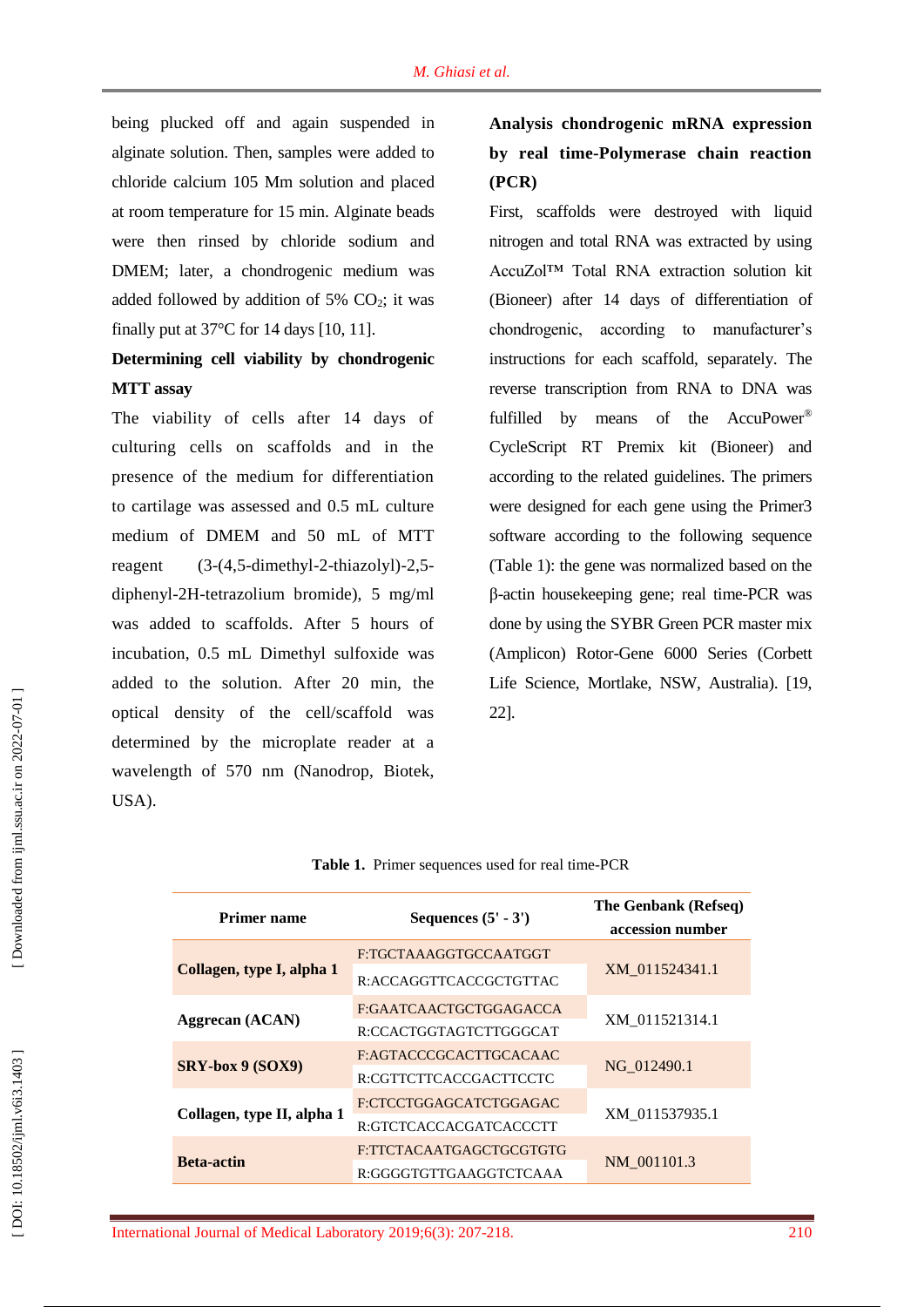being plucked off and again suspended in alginate solution. Then, samples were added to chloride calcium 105 Mm solution and placed at room temperature for 15 min. Alginate beads were then rinsed by chloride sodium and DMEM; later, a chondrogenic medium was added followed by addition of 5% $CO_2$; it was finally put at 37°C for 14 days [10, 11].

**Determining cell viability by chondrogenic MTT assay**

The viability of cells after 14 days of culturing cells on scaffolds and in the presence of the medium for differentiation to cartilage was assessed and 0.5 mL culture medium of DMEM and 50 mL of MTT reagent (3-(4,5-dimethyl-2-thiazolyl)-2,5-diphenyl-2H-tetrazolium bromide), 5 mg/ml was added to scaffolds. After 5 hours of incubation, 0.5 mL Dimethyl sulfoxide was added to the solution. After 20 min, the optical density of the cell/scaffold was determined by the microplate reader at a wavelength of 570 nm (Nanodrop, Biotek, USA).

**Analysis chondrogenic mRNA expression by real time-Polymerase chain reaction (PCR)**

First, scaffolds were destroyed with liquid nitrogen and total RNA was extracted by using AccuZol™ Total RNA extraction solution kit (Bioneer) after 14 days of differentiation of chondrogenic, according to manufacturer's instructions for each scaffold, separately. The reverse transcription from RNA to DNA was fulfilled by means of the AccuPower® CycleScript RT Premix kit (Bioneer) and according to the related guidelines. The primers were designed for each gene using the Primer3 software according to the following sequence (Table 1): the gene was normalized based on the β-actin housekeeping gene; real time-PCR was done by using the SYBR Green PCR master mix (Amplicon) Rotor-Gene 6000 Series (Corbett Life Science, Mortlake, NSW, Australia). [19, 22].

**Table 1.** Primer sequences used for real time-PCR

| Primer name | Sequences (5' - 3') | The Genbank (Refseq) accession number |
|---|---|---|
| Collagen, type I, alpha 1 | F:TGCTAAAGGTGCCAATGGT | XM_011524341.1 |
| | R:ACCAGGTTCACCGCTGTTAC | |
| Aggrecan (ACAN) | F:GAATCAACTGCTGGAGACCA | XM_011521314.1 |
| | R:CCACTGGTAGTCTTGGGCAT | |
| SRY-box 9 (SOX9) | F:AGTACCCGCACTTGCACAAC | NG_012490.1 |
| | R:CGTTCTTCACCGACTTCCTC | |
| Collagen, type II, alpha 1 | F:CTCCTGGAGCATCTGGAGAC | XM_011537935.1 |
| | R:GTCTCACCACGATCACCCTT | |
| Beta-actin | F:TTCTACAATGAGCTGCGTGTG | NM_001101.3 |
| | R:GGGGTGTTGAAGGTCTCAAA | |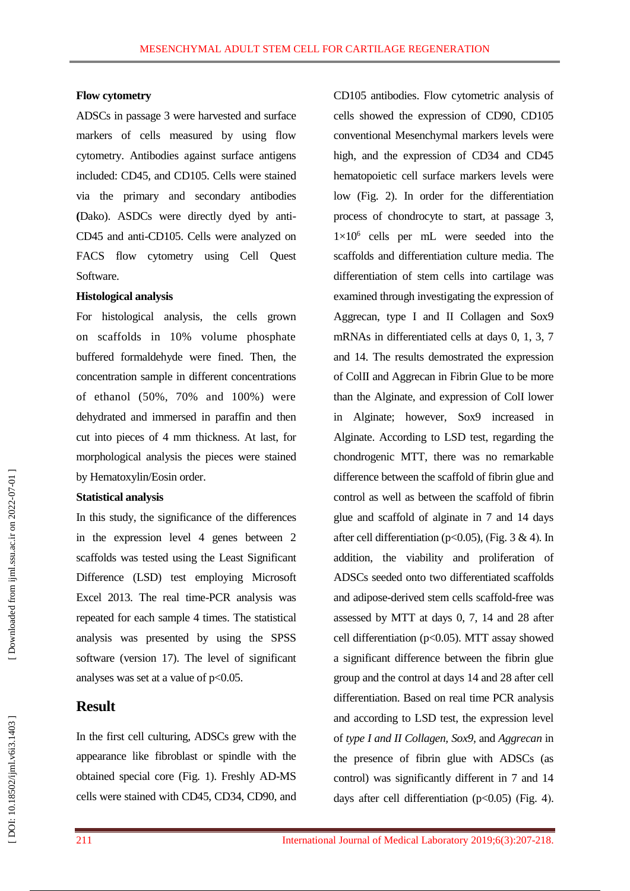### Flow cytometry

ADSCs in passage 3 were harvested and surface markers of cells measured by using flow cytometry. Antibodies against surface antigens included: CD45, and CD105. Cells were stained via the primary and secondary antibodies **(**Dako). ASDCs were directly dyed by anti-CD45 and anti-CD105. Cells were analyzed on FACS flow cytometry using Cell Quest Software.

### Histological analysis

For histological analysis, the cells grown on scaffolds in 10% volume phosphate buffered formaldehyde were fined. Then, the concentration sample in different concentrations of ethanol (50%, 70% and 100%) were dehydrated and immersed in paraffin and then cut into pieces of 4 mm thickness. At last, for morphological analysis the pieces were stained by Hematoxylin/Eosin order.

### Statistical analysis

In this study, the significance of the differences in the expression level 4 genes between 2 scaffolds was tested using the Least Significant Difference (LSD) test employing Microsoft Excel 2013. The real time-PCR analysis was repeated for each sample 4 times. The statistical analysis was presented by using the SPSS software (version 17). The level of significant analyses was set at a value of $p<0.05$.

## Result

In the first cell culturing, ADSCs grew with the appearance like fibroblast or spindle with the obtained special core (Fig. 1). Freshly AD-MS cells were stained with CD45, CD34, CD90, and CD105 antibodies. Flow cytometric analysis of cells showed the expression of CD90, CD105 conventional Mesenchymal markers levels were high, and the expression of CD34 and CD45 hematopoietic cell surface markers levels were low (Fig. 2). In order for the differentiation process of chondrocyte to start, at passage 3, $1\times10^{6}$ cells per mL were seeded into the scaffolds and differentiation culture media. The differentiation of stem cells into cartilage was examined through investigating the expression of Aggrecan, type I and II Collagen and Sox9 mRNAs in differentiated cells at days 0, 1, 3, 7 and 14. The results demostrated the expression of ColII and Aggrecan in Fibrin Glue to be more than the Alginate, and expression of ColI lower in Alginate; however, Sox9 increased in Alginate. According to LSD test, regarding the chondrogenic MTT, there was no remarkable difference between the scaffold of fibrin glue and control as well as between the scaffold of fibrin glue and scaffold of alginate in 7 and 14 days after cell differentiation ($p<0.05$), (Fig. 3 & 4). In addition, the viability and proliferation of ADSCs seeded onto two differentiated scaffolds and adipose-derived stem cells scaffold-free was assessed by MTT at days 0, 7, 14 and 28 after cell differentiation ($p<0.05$). MTT assay showed a significant difference between the fibrin glue group and the control at days 14 and 28 after cell differentiation. Based on real time PCR analysis and according to LSD test, the expression level of *type I and II Collagen*, *Sox9,* and *Aggrecan* in the presence of fibrin glue with ADSCs (as control) was significantly different in 7 and 14 days after cell differentiation ($p<0.05$) (Fig. 4).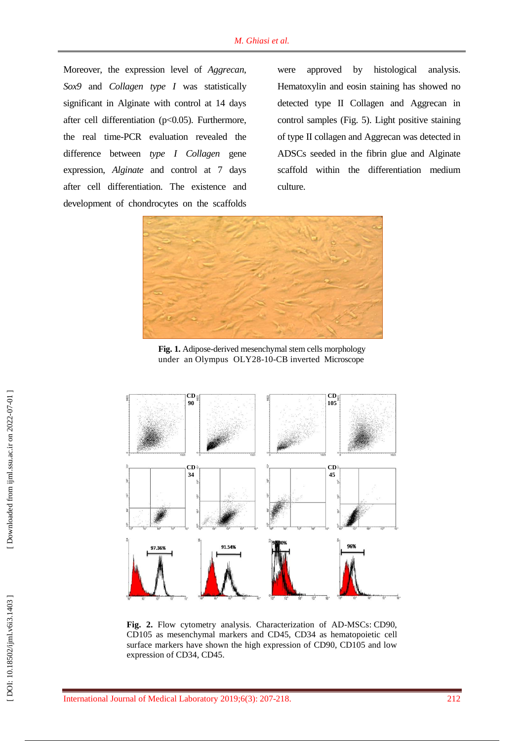Moreover, the expression level of *Aggrecan*, *Sox9* and *Collagen type I* was statistically significant in Alginate with control at 14 days after cell differentiation ($p<0.05$). Furthermore, the real time-PCR evaluation revealed the difference between *type I Collagen* gene expression, *Alginate* and control at 7 days after cell differentiation. The existence and development of chondrocytes on the scaffolds were approved by histological analysis. Hematoxylin and eosin staining has showed no detected type II Collagen and Aggrecan in control samples (Fig. 5). Light positive staining of type II collagen and Aggrecan was detected in ADSCs seeded in the fibrin glue and Alginate scaffold within the differentiation medium culture.

**Fig. 1.** Adipose-derived mesenchymal stem cells morphology under an Olympus OLY28-10-CB inverted Microscope

**Fig. 2.** Flow cytometry analysis. Characterization of AD-MSCs: CD90, CD105 as mesenchymal markers and CD45, CD34 as hematopoietic cell surface markers have shown the high expression of CD90, CD105 and low expression of CD34, CD45.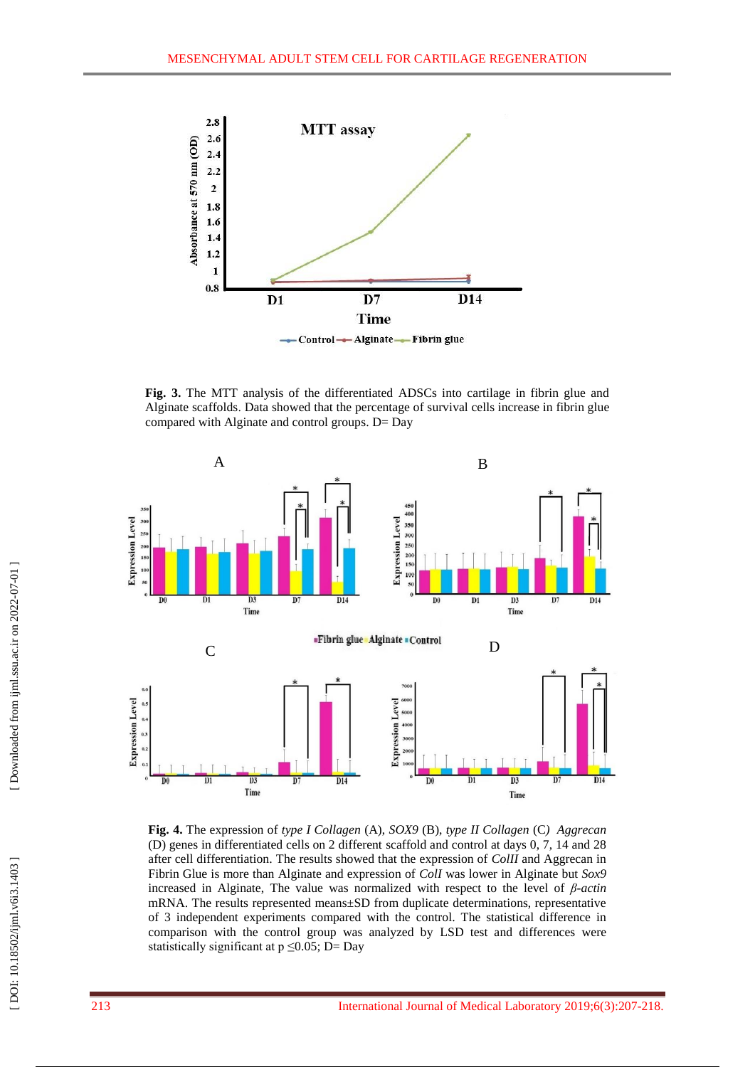MTT assay

Absorbance at 570 nm (OD)

2.8
2.6
2.4
2.2
2
1.8
1.6
1.4
1.2
1
0.8

D1
D7
D14

Time

Control Alginate Fibrin glue

**Fig. 3.** The MTT analysis of the differentiated ADSCs into cartilage in fibrin glue and Alginate scaffolds. Data showed that the percentage of survival cells increase in fibrin glue compared with Alginate and control groups. D= Day

A

B

C

D

Expression Level

Time

D0
D1
D3
D7
D14

Fibrin glue Alginate Control

**Fig. 4.** The expression of *type I Collagen* (A), *SOX9* (B), *type II Collagen* (C) *Aggrecan* (D) genes in differentiated cells on 2 different scaffold and control at days 0, 7, 14 and 28 after cell differentiation. The results showed that the expression of *ColII* and Aggrecan in Fibrin Glue is more than Alginate and expression of *ColI* was lower in Alginate but *Sox9* increased in Alginate, The value was normalized with respect to the level of *β-actin* mRNA. The results represented means±SD from duplicate determinations, representative of 3 independent experiments compared with the control. The statistical difference in comparison with the control group was analyzed by LSD test and differences were statistically significant at p ≤0.05; D= Day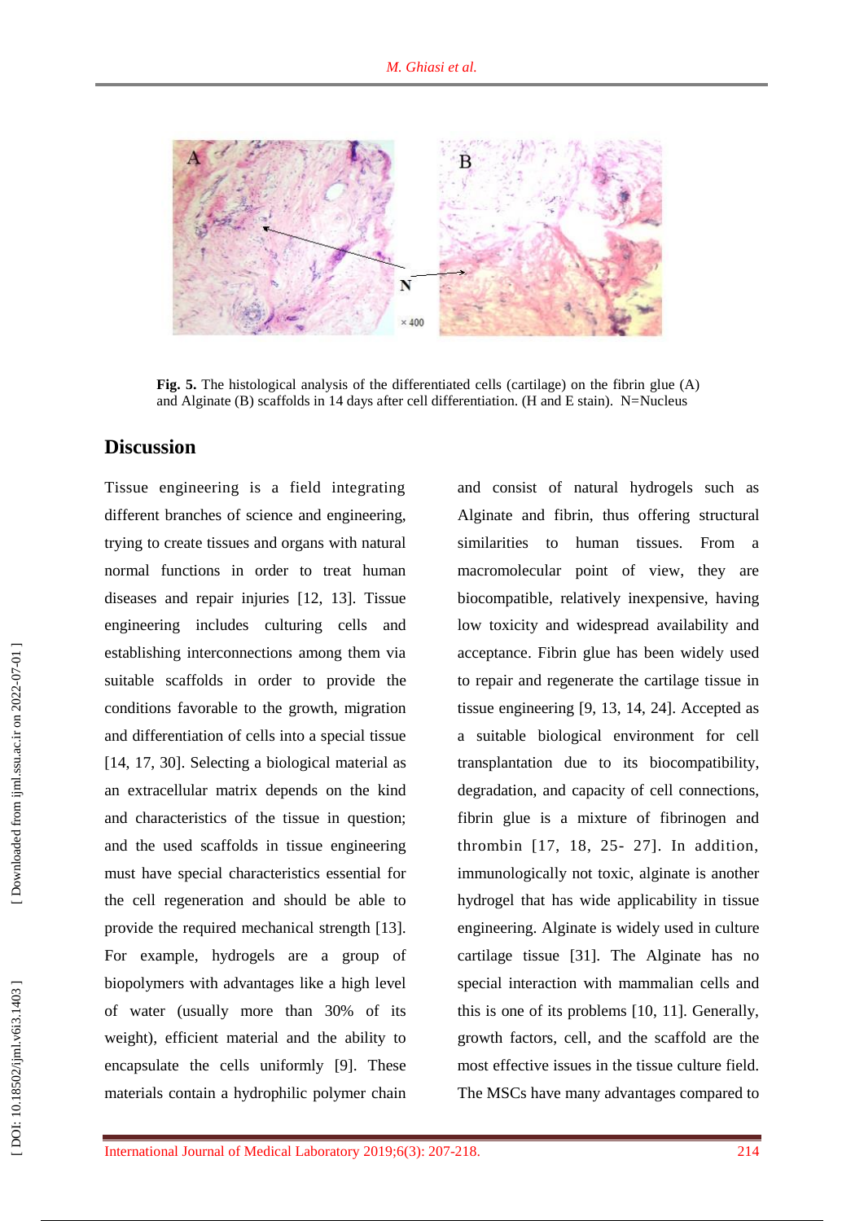**Fig. 5.** The histological analysis of the differentiated cells (cartilage) on the fibrin glue (A) and Alginate (B) scaffolds in 14 days after cell differentiation. (H and E stain). N=Nucleus

## Discussion

Tissue engineering is a field integrating different branches of science and engineering, trying to create tissues and organs with natural normal functions in order to treat human diseases and repair injuries [12, 13]. Tissue engineering includes culturing cells and establishing interconnections among them via suitable scaffolds in order to provide the conditions favorable to the growth, migration and differentiation of cells into a special tissue [14, 17, 30]. Selecting a biological material as an extracellular matrix depends on the kind and characteristics of the tissue in question; and the used scaffolds in tissue engineering must have special characteristics essential for the cell regeneration and should be able to provide the required mechanical strength [13]. For example, hydrogels are a group of biopolymers with advantages like a high level of water (usually more than 30% of its weight), efficient material and the ability to encapsulate the cells uniformly [9]. These materials contain a hydrophilic polymer chain and consist of natural hydrogels such as Alginate and fibrin, thus offering structural similarities to human tissues. From a macromolecular point of view, they are biocompatible, relatively inexpensive, having low toxicity and widespread availability and acceptance. Fibrin glue has been widely used to repair and regenerate the cartilage tissue in tissue engineering [9, 13, 14, 24]. Accepted as a suitable biological environment for cell transplantation due to its biocompatibility, degradation, and capacity of cell connections, fibrin glue is a mixture of fibrinogen and thrombin [17, 18, 25- 27]. In addition, immunologically not toxic, alginate is another hydrogel that has wide applicability in tissue engineering. Alginate is widely used in culture cartilage tissue [31]. The Alginate has no special interaction with mammalian cells and this is one of its problems [10, 11]. Generally, growth factors, cell, and the scaffold are the most effective issues in the tissue culture field. The MSCs have many advantages compared to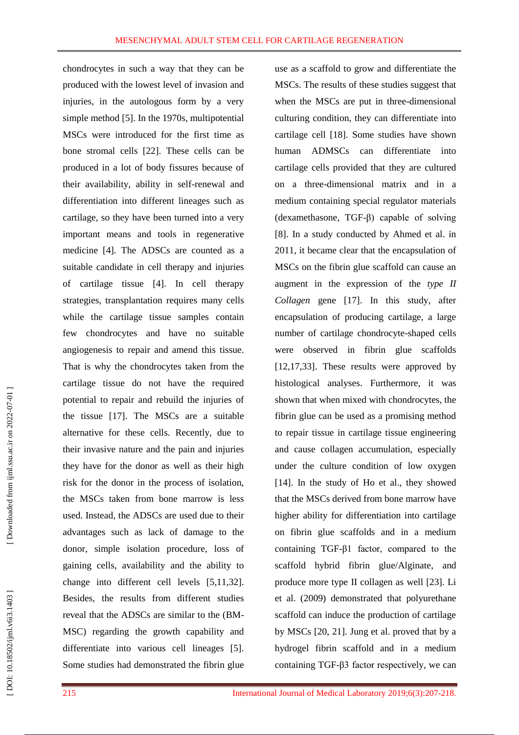chondrocytes in such a way that they can be produced with the lowest level of invasion and injuries, in the autologous form by a very simple method [5]. In the 1970s, multipotential MSCs were introduced for the first time as bone stromal cells [22]. These cells can be produced in a lot of body fissures because of their availability, ability in self-renewal and differentiation into different lineages such as cartilage, so they have been turned into a very important means and tools in regenerative medicine [4]. The ADSCs are counted as a suitable candidate in cell therapy and injuries of cartilage tissue [4]. In cell therapy strategies, transplantation requires many cells while the cartilage tissue samples contain few chondrocytes and have no suitable angiogenesis to repair and amend this tissue. That is why the chondrocytes taken from the cartilage tissue do not have the required potential to repair and rebuild the injuries of the tissue [17]. The MSCs are a suitable alternative for these cells. Recently, due to their invasive nature and the pain and injuries they have for the donor as well as their high risk for the donor in the process of isolation, the MSCs taken from bone marrow is less used. Instead, the ADSCs are used due to their advantages such as lack of damage to the donor, simple isolation procedure, loss of gaining cells, availability and the ability to change into different cell levels [5,11,32]. Besides, the results from different studies reveal that the ADSCs are similar to the (BM-MSC) regarding the growth capability and differentiate into various cell lineages [5]. Some studies had demonstrated the fibrin glue use as a scaffold to grow and differentiate the MSCs. The results of these studies suggest that when the MSCs are put in three-dimensional culturing condition, they can differentiate into cartilage cell [18]. Some studies have shown human ADMSCs can differentiate into cartilage cells provided that they are cultured on a three-dimensional matrix and in a medium containing special regulator materials (dexamethasone, TGF-β) capable of solving [8]. In a study conducted by Ahmed et al. in 2011, it became clear that the encapsulation of MSCs on the fibrin glue scaffold can cause an augment in the expression of the *type II Collagen* gene [17]. In this study, after encapsulation of producing cartilage, a large number of cartilage chondrocyte-shaped cells were observed in fibrin glue scaffolds [12,17,33]. These results were approved by histological analyses. Furthermore, it was shown that when mixed with chondrocytes, the fibrin glue can be used as a promising method to repair tissue in cartilage tissue engineering and cause collagen accumulation, especially under the culture condition of low oxygen [14]. In the study of Ho et al., they showed that the MSCs derived from bone marrow have higher ability for differentiation into cartilage on fibrin glue scaffolds and in a medium containing TGF-β1 factor, compared to the scaffold hybrid fibrin glue/Alginate, and produce more type II collagen as well [23]. Li et al. (2009) demonstrated that polyurethane scaffold can induce the production of cartilage by MSCs [20, 21]. Jung et al. proved that by a hydrogel fibrin scaffold and in a medium containing TGF-β3 factor respectively, we can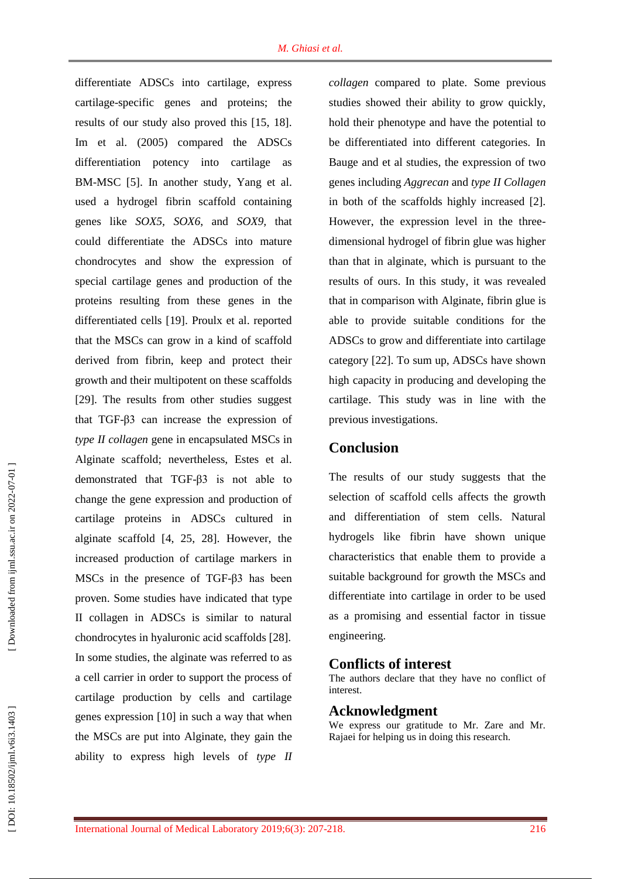differentiate ADSCs into cartilage, express cartilage-specific genes and proteins; the results of our study also proved this [15, 18]. Im et al. (2005) compared the ADSCs differentiation potency into cartilage as BM-MSC [5]. In another study, Yang et al. used a hydrogel fibrin scaffold containing genes like *SOX5, SOX6,* and *SOX9,* that could differentiate the ADSCs into mature chondrocytes and show the expression of special cartilage genes and production of the proteins resulting from these genes in the differentiated cells [19]. Proulx et al. reported that the MSCs can grow in a kind of scaffold derived from fibrin, keep and protect their growth and their multipotent on these scaffolds [29]. The results from other studies suggest that TGF-β3 can increase the expression of *type II collagen* gene in encapsulated MSCs in Alginate scaffold; nevertheless, Estes et al. demonstrated that TGF-β3 is not able to change the gene expression and production of cartilage proteins in ADSCs cultured in alginate scaffold [4, 25, 28]. However, the increased production of cartilage markers in MSCs in the presence of TGF-β3 has been proven. Some studies have indicated that type II collagen in ADSCs is similar to natural chondrocytes in hyaluronic acid scaffolds [28]. In some studies, the alginate was referred to as a cell carrier in order to support the process of cartilage production by cells and cartilage genes expression [10] in such a way that when the MSCs are put into Alginate, they gain the ability to express high levels of *type II collagen* compared to plate. Some previous studies showed their ability to grow quickly, hold their phenotype and have the potential to be differentiated into different categories. In Bauge and et al studies, the expression of two genes including *Aggrecan* and *type II Collagen* in both of the scaffolds highly increased [2]. However, the expression level in the three-dimensional hydrogel of fibrin glue was higher than that in alginate, which is pursuant to the results of ours. In this study, it was revealed that in comparison with Alginate, fibrin glue is able to provide suitable conditions for the ADSCs to grow and differentiate into cartilage category [22]. To sum up, ADSCs have shown high capacity in producing and developing the cartilage. This study was in line with the previous investigations.

## Conclusion

The results of our study suggests that the selection of scaffold cells affects the growth and differentiation of stem cells. Natural hydrogels like fibrin have shown unique characteristics that enable them to provide a suitable background for growth the MSCs and differentiate into cartilage in order to be used as a promising and essential factor in tissue engineering.

## Conflicts of interest

The authors declare that they have no conflict of interest.

## Acknowledgment

We express our gratitude to Mr. Zare and Mr. Rajaei for helping us in doing this research.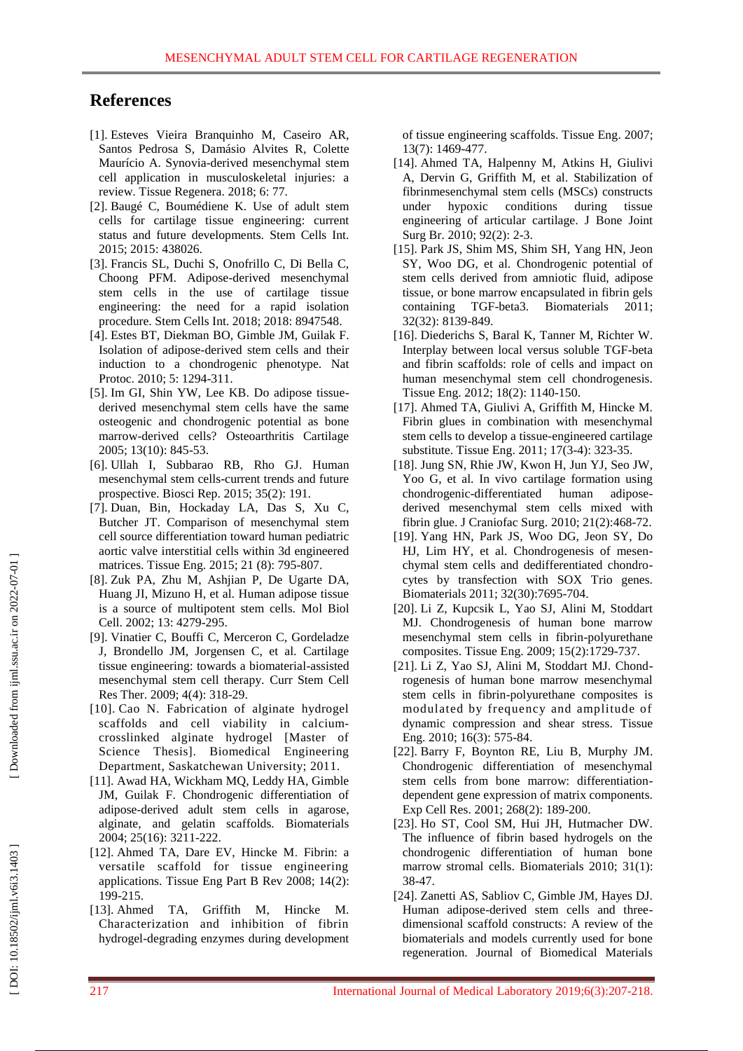## References

[1]. Esteves Vieira Branquinho M, Caseiro AR, Santos Pedrosa S, Damásio Alvites R, Colette Maurício A. Synovia-derived mesenchymal stem cell application in musculoskeletal injuries: a review. Tissue Regenera. 2018; 6: 77.

[2]. Baugé C, Boumédiene K. Use of adult stem cells for cartilage tissue engineering: current status and future developments. Stem Cells Int. 2015; 2015: 438026.

[3]. Francis SL, Duchi S, Onofrillo C, Di Bella C, Choong PFM. Adipose-derived mesenchymal stem cells in the use of cartilage tissue engineering: the need for a rapid isolation procedure. Stem Cells Int. 2018; 2018: 8947548.

[4]. Estes BT, Diekman BO, Gimble JM, Guilak F. Isolation of adipose-derived stem cells and their induction to a chondrogenic phenotype. Nat Protoc. 2010; 5: 1294-311.

[5]. Im GI, Shin YW, Lee KB. Do adipose tissue-derived mesenchymal stem cells have the same osteogenic and chondrogenic potential as bone marrow-derived cells? Osteoarthritis Cartilage 2005; 13(10): 845-53.

[6]. Ullah I, Subbarao RB, Rho GJ. Human mesenchymal stem cells-current trends and future prospective. Biosci Rep. 2015; 35(2): 191.

[7]. Duan, Bin, Hockaday LA, Das S, Xu C, Butcher JT. Comparison of mesenchymal stem cell source differentiation toward human pediatric aortic valve interstitial cells within 3d engineered matrices. Tissue Eng. 2015; 21 (8): 795-807.

[8]. Zuk PA, Zhu M, Ashjian P, De Ugarte DA, Huang JI, Mizuno H, et al. Human adipose tissue is a source of multipotent stem cells. Mol Biol Cell. 2002; 13: 4279-295.

[9]. Vinatier C, Bouffi C, Merceron C, Gordeladze J, Brondello JM, Jorgensen C, et al. Cartilage tissue engineering: towards a biomaterial-assisted mesenchymal stem cell therapy. Curr Stem Cell Res Ther. 2009; 4(4): 318-29.

[10]. Cao N. Fabrication of alginate hydrogel scaffolds and cell viability in calcium-crosslinked alginate hydrogel [Master of Science Thesis]. Biomedical Engineering Department, Saskatchewan University; 2011.

[11]. Awad HA, Wickham MQ, Leddy HA, Gimble JM, Guilak F. Chondrogenic differentiation of adipose-derived adult stem cells in agarose, alginate, and gelatin scaffolds. Biomaterials 2004; 25(16): 3211-222.

[12]. Ahmed TA, Dare EV, Hincke M. Fibrin: a versatile scaffold for tissue engineering applications. Tissue Eng Part B Rev 2008; 14(2): 199-215.

[13]. Ahmed TA, Griffith M, Hincke M. Characterization and inhibition of fibrin hydrogel-degrading enzymes during development of tissue engineering scaffolds. Tissue Eng. 2007; 13(7): 1469-477.

[14]. Ahmed TA, Halpenny M, Atkins H, Giulivi A, Dervin G, Griffith M, et al. Stabilization of fibrinmesenchymal stem cells (MSCs) constructs under hypoxic conditions during tissue engineering of articular cartilage. J Bone Joint Surg Br. 2010; 92(2): 2-3.

[15]. Park JS, Shim MS, Shim SH, Yang HN, Jeon SY, Woo DG, et al. Chondrogenic potential of stem cells derived from amniotic fluid, adipose tissue, or bone marrow encapsulated in fibrin gels containing TGF-beta3. Biomaterials 2011; 32(32): 8139-849.

[16]. Diederichs S, Baral K, Tanner M, Richter W. Interplay between local versus soluble TGF-beta and fibrin scaffolds: role of cells and impact on human mesenchymal stem cell chondrogenesis. Tissue Eng. 2012; 18(2): 1140-150.

[17]. Ahmed TA, Giulivi A, Griffith M, Hincke M. Fibrin glues in combination with mesenchymal stem cells to develop a tissue-engineered cartilage substitute. Tissue Eng. 2011; 17(3-4): 323-35.

[18]. Jung SN, Rhie JW, Kwon H, Jun YJ, Seo JW, Yoo G, et al. In vivo cartilage formation using chondrogenic-differentiated human adipose-derived mesenchymal stem cells mixed with fibrin glue. J Craniofac Surg. 2010; 21(2):468-72.

[19]. Yang HN, Park JS, Woo DG, Jeon SY, Do HJ, Lim HY, et al. Chondrogenesis of mesenchymal stem cells and dedifferentiated chondrocytes by transfection with SOX Trio genes. Biomaterials 2011; 32(30):7695-704.

[20]. Li Z, Kupcsik L, Yao SJ, Alini M, Stoddart MJ. Chondrogenesis of human bone marrow mesenchymal stem cells in fibrin-polyurethane composites. Tissue Eng. 2009; 15(2):1729-737.

[21]. Li Z, Yao SJ, Alini M, Stoddart MJ. Chondrogenesis of human bone marrow mesenchymal stem cells in fibrin-polyurethane composites is modulated by frequency and amplitude of dynamic compression and shear stress. Tissue Eng. 2010; 16(3): 575-84.

[22]. Barry F, Boynton RE, Liu B, Murphy JM. Chondrogenic differentiation of mesenchymal stem cells from bone marrow: differentiation-dependent gene expression of matrix components. Exp Cell Res. 2001; 268(2): 189-200.

[23]. Ho ST, Cool SM, Hui JH, Hutmacher DW. The influence of fibrin based hydrogels on the chondrogenic differentiation of human bone marrow stromal cells. Biomaterials 2010; 31(1): 38-47.

[24]. Zanetti AS, Sabliov C, Gimble JM, Hayes DJ. Human adipose-derived stem cells and three-dimensional scaffold constructs: A review of the biomaterials and models currently used for bone regeneration. Journal of Biomedical Materials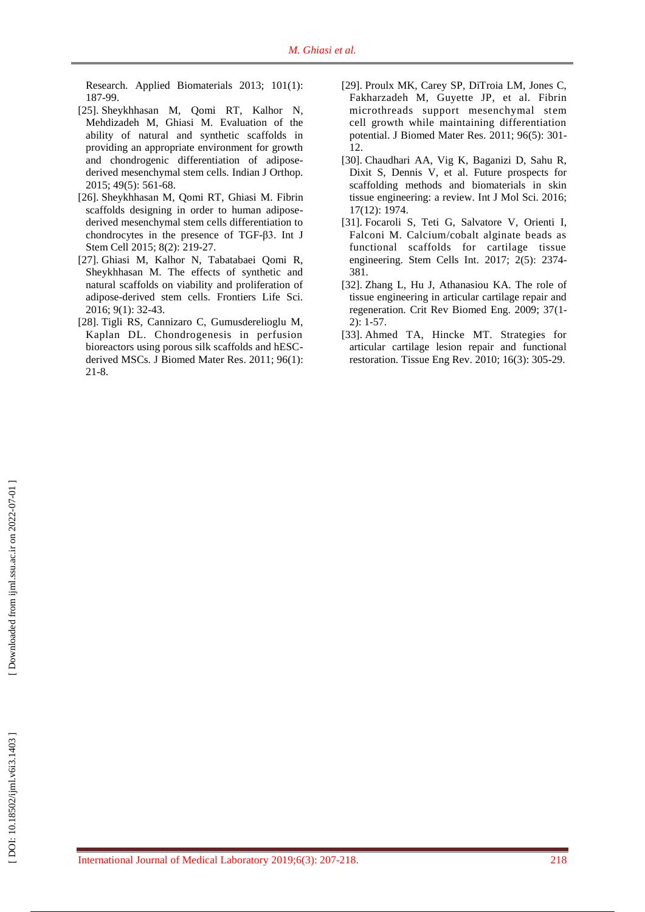Research. Applied Biomaterials 2013; 101(1): 187-99.

[25]. Sheykhhasan M, Qomi RT, Kalhor N, Mehdizadeh M, Ghiasi M. Evaluation of the ability of natural and synthetic scaffolds in providing an appropriate environment for growth and chondrogenic differentiation of adipose-derived mesenchymal stem cells. Indian J Orthop. 2015; 49(5): 561-68.

[26]. Sheykhhasan M, Qomi RT, Ghiasi M. Fibrin scaffolds designing in order to human adipose-derived mesenchymal stem cells differentiation to chondrocytes in the presence of TGF-β3. Int J Stem Cell 2015; 8(2): 219-27.

[27]. Ghiasi M, Kalhor N, Tabatabaei Qomi R, Sheykhhasan M. The effects of synthetic and natural scaffolds on viability and proliferation of adipose-derived stem cells. Frontiers Life Sci. 2016; 9(1): 32-43.

[28]. Tigli RS, Cannizaro C, Gumusderelioglu M, Kaplan DL. Chondrogenesis in perfusion bioreactors using porous silk scaffolds and hESC-derived MSCs. J Biomed Mater Res. 2011; 96(1): 21-8.

[29]. Proulx MK, Carey SP, DiTroia LM, Jones C, Fakharzadeh M, Guyette JP, et al. Fibrin microthreads support mesenchymal stem cell growth while maintaining differentiation potential. J Biomed Mater Res. 2011; 96(5): 301-12.

[30]. Chaudhari AA, Vig K, Baganizi D, Sahu R, Dixit S, Dennis V, et al. Future prospects for scaffolding methods and biomaterials in skin tissue engineering: a review. Int J Mol Sci. 2016; 17(12): 1974.

[31]. Focaroli S, Teti G, Salvatore V, Orienti I, Falconi M. Calcium/cobalt alginate beads as functional scaffolds for cartilage tissue engineering. Stem Cells Int. 2017; 2(5): 2374-381.

[32]. Zhang L, Hu J, Athanasiou KA. The role of tissue engineering in articular cartilage repair and regeneration. Crit Rev Biomed Eng. 2009; 37(1-2): 1-57.

[33]. Ahmed TA, Hincke MT. Strategies for articular cartilage lesion repair and functional restoration. Tissue Eng Rev. 2010; 16(3): 305-29.